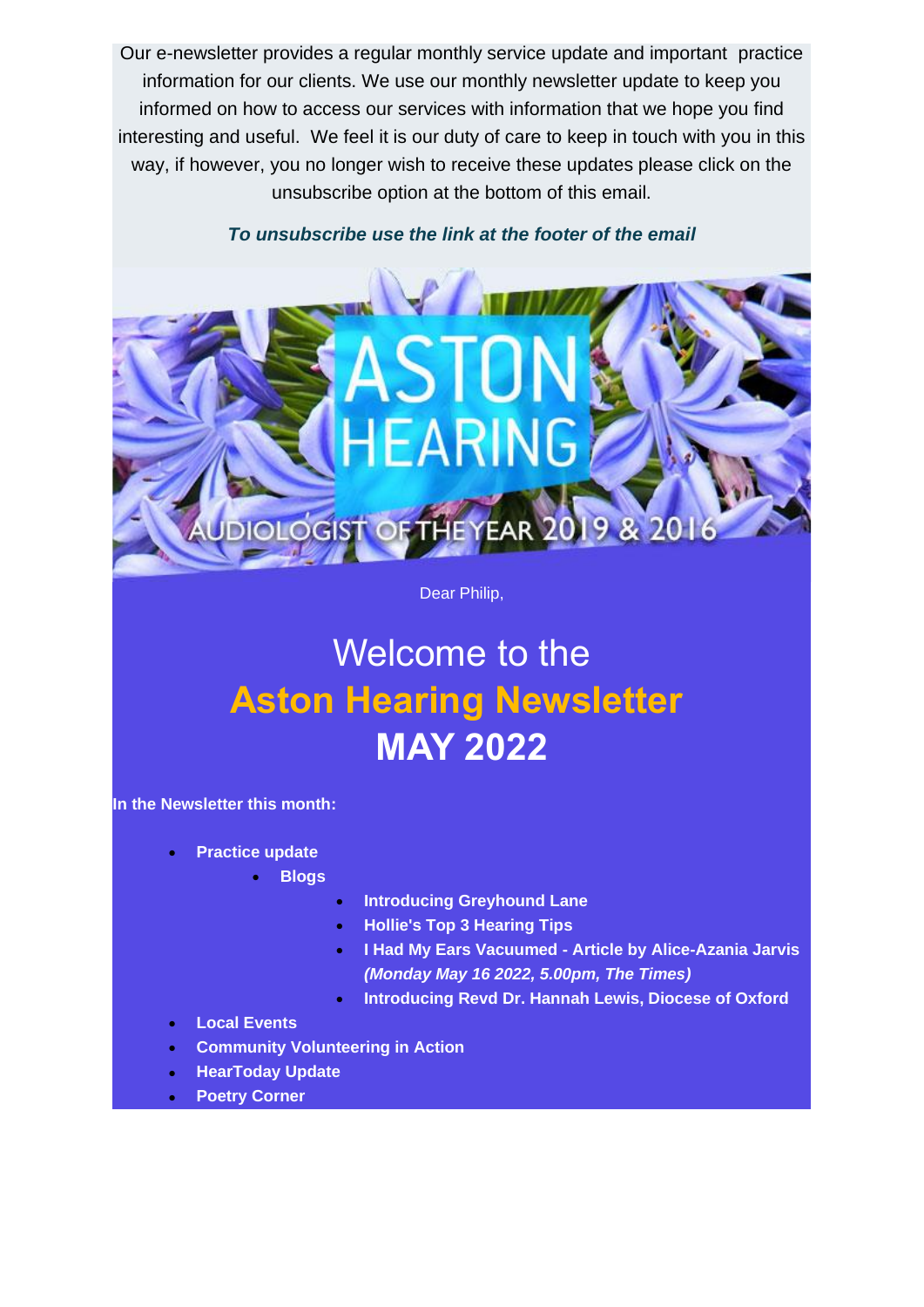Our e-newsletter provides a regular monthly service update and important practice information for our clients. We use our monthly newsletter update to keep you informed on how to access our services with information that we hope you find interesting and useful. We feel it is our duty of care to keep in touch with you in this way, if however, you no longer wish to receive these updates please click on the unsubscribe option at the bottom of this email.

***To unsubscribe use the link at the footer of the email***

ASTON HEARING

AUDIOLOGIST OF THE YEAR 2019 & 2016

Dear Philip,

# Welcome to the **Aston Hearing Newsletter** **MAY 2022**

**In the Newsletter this month:**

- **Practice update**
    - **Blogs**
        - **Introducing Greyhound Lane**
        - **Hollie's Top 3 Hearing Tips**
        - **I Had My Ears Vacuumed - Article by Alice-Azania Jarvis *(Monday May 16 2022, 5.00pm, The Times)***
        - **Introducing Revd Dr. Hannah Lewis, Diocese of Oxford**
- **Local Events**
- **Community Volunteering in Action**
- **HearToday Update**
- **Poetry Corner**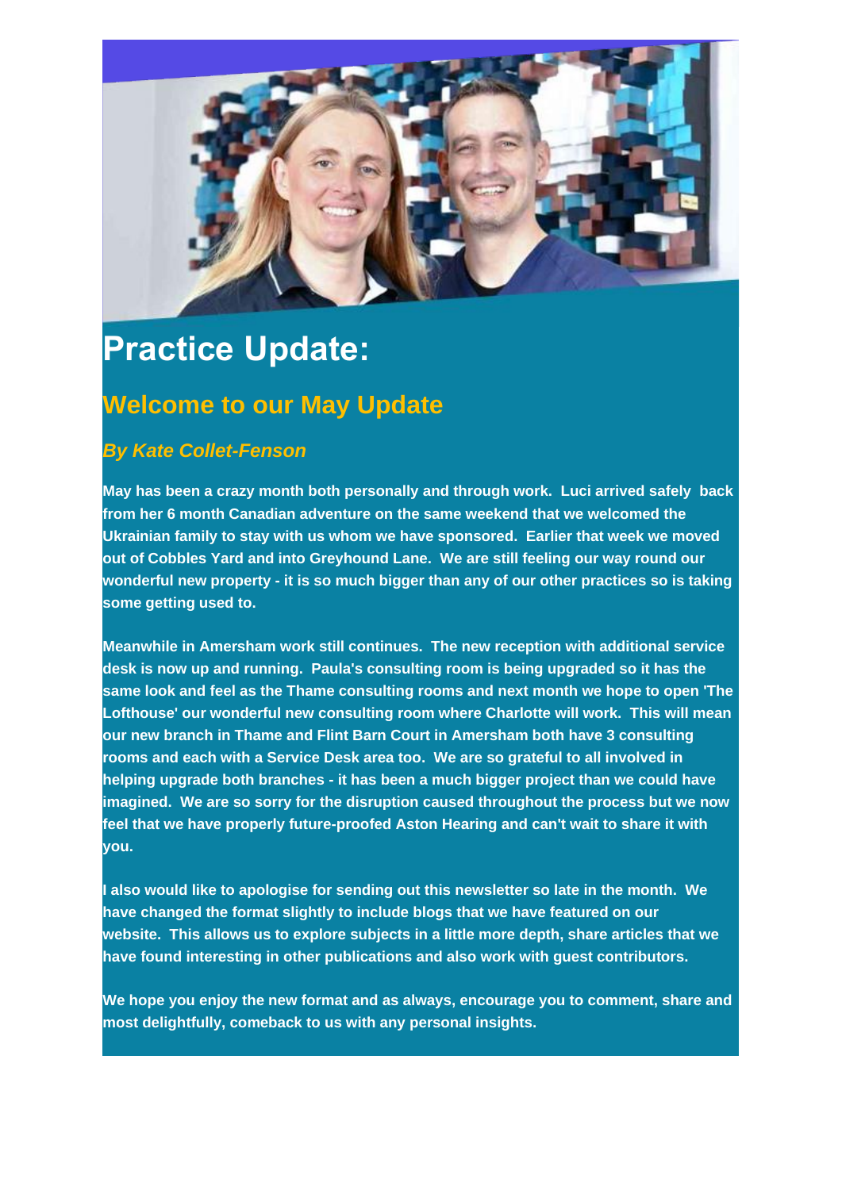# Practice Update:

## Welcome to our May Update

### *By Kate Collet-Fenson*

**May has been a crazy month both personally and through work. Luci arrived safely back from her 6 month Canadian adventure on the same weekend that we welcomed the Ukrainian family to stay with us whom we have sponsored. Earlier that week we moved out of Cobbles Yard and into Greyhound Lane. We are still feeling our way round our wonderful new property - it is so much bigger than any of our other practices so is taking some getting used to.**

**Meanwhile in Amersham work still continues. The new reception with additional service desk is now up and running. Paula's consulting room is being upgraded so it has the same look and feel as the Thame consulting rooms and next month we hope to open 'The Lofthouse' our wonderful new consulting room where Charlotte will work. This will mean our new branch in Thame and Flint Barn Court in Amersham both have 3 consulting rooms and each with a Service Desk area too. We are so grateful to all involved in helping upgrade both branches - it has been a much bigger project than we could have imagined. We are so sorry for the disruption caused throughout the process but we now feel that we have properly future-proofed Aston Hearing and can't wait to share it with you.**

**I also would like to apologise for sending out this newsletter so late in the month. We have changed the format slightly to include blogs that we have featured on our website. This allows us to explore subjects in a little more depth, share articles that we have found interesting in other publications and also work with guest contributors.**

**We hope you enjoy the new format and as always, encourage you to comment, share and most delightfully, comeback to us with any personal insights.**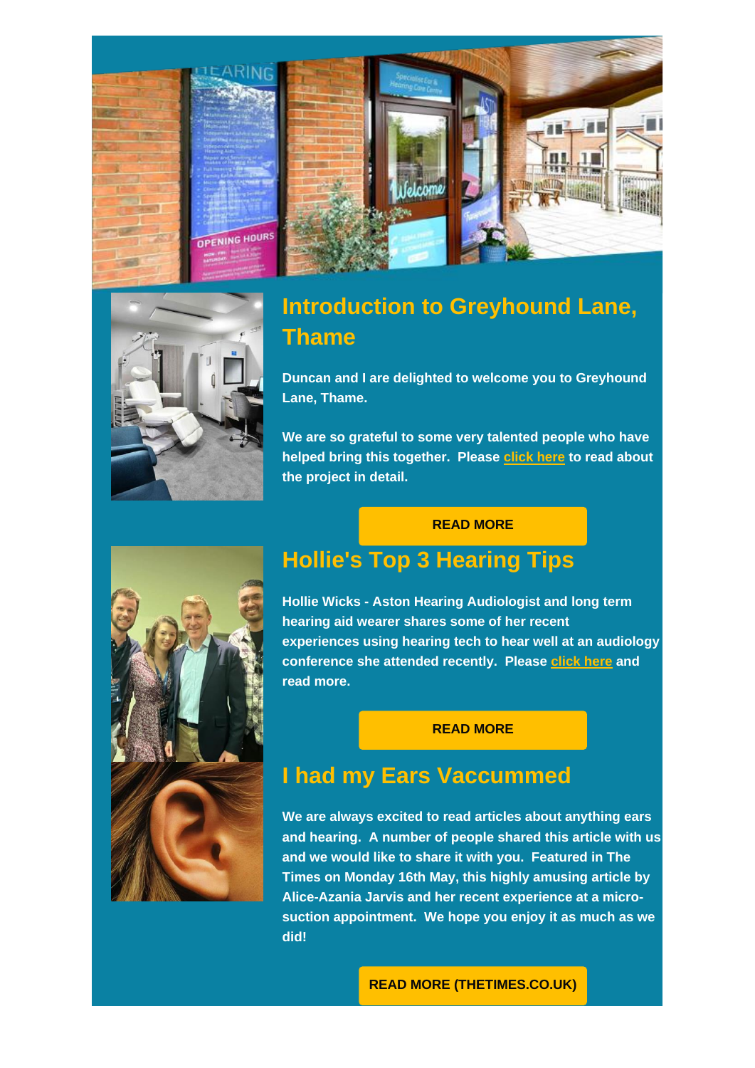## Introduction to Greyhound Lane, Thame

**Duncan and I are delighted to welcome you to Greyhound Lane, Thame.**

**We are so grateful to some very talented people who have helped bring this together. Please click here to read about the project in detail.**

**READ MORE**

## Hollie's Top 3 Hearing Tips

**Hollie Wicks - Aston Hearing Audiologist and long term hearing aid wearer shares some of her recent experiences using hearing tech to hear well at an audiology conference she attended recently. Please click here and read more.**

**READ MORE**

## I had my Ears Vaccummed

**We are always excited to read articles about anything ears and hearing. A number of people shared this article with us and we would like to share it with you. Featured in The Times on Monday 16th May, this highly amusing article by Alice-Azania Jarvis and her recent experience at a micro-suction appointment. We hope you enjoy it as much as we did!**

**READ MORE (THETIMES.CO.UK)**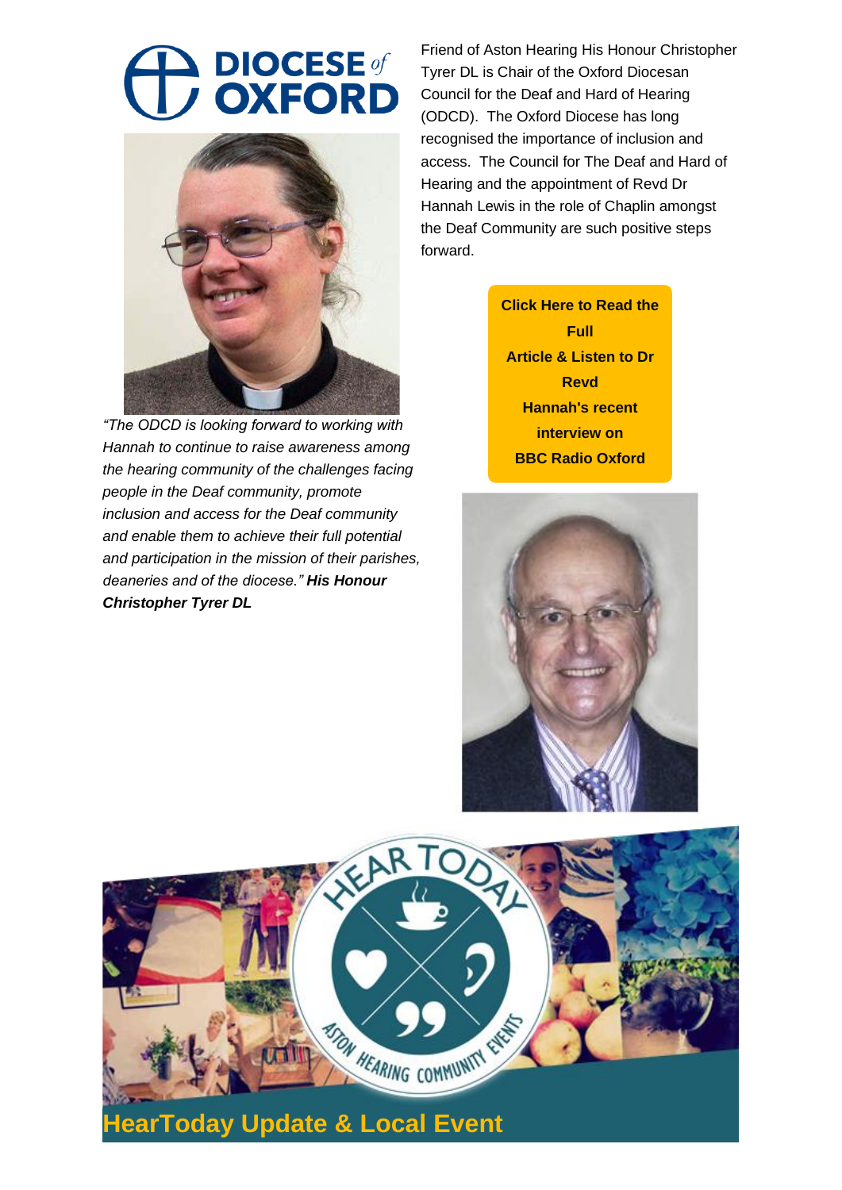**DIOCESE of OXFORD**

Friend of Aston Hearing His Honour Christopher Tyrer DL is Chair of the Oxford Diocesan Council for the Deaf and Hard of Hearing (ODCD). The Oxford Diocese has long recognised the importance of inclusion and access. The Council for The Deaf and Hard of Hearing and the appointment of Revd Dr Hannah Lewis in the role of Chaplin amongst the Deaf Community are such positive steps forward.

*"The ODCD is looking forward to working with Hannah to continue to raise awareness among the hearing community of the challenges facing people in the Deaf community, promote inclusion and access for the Deaf community and enable them to achieve their full potential and participation in the mission of their parishes, deaneries and of the diocese."* ***His Honour Christopher Tyrer DL***

**Click Here to Read the Full Article & Listen to Dr Revd Hannah's recent interview on BBC Radio Oxford**

## HearToday Update & Local Event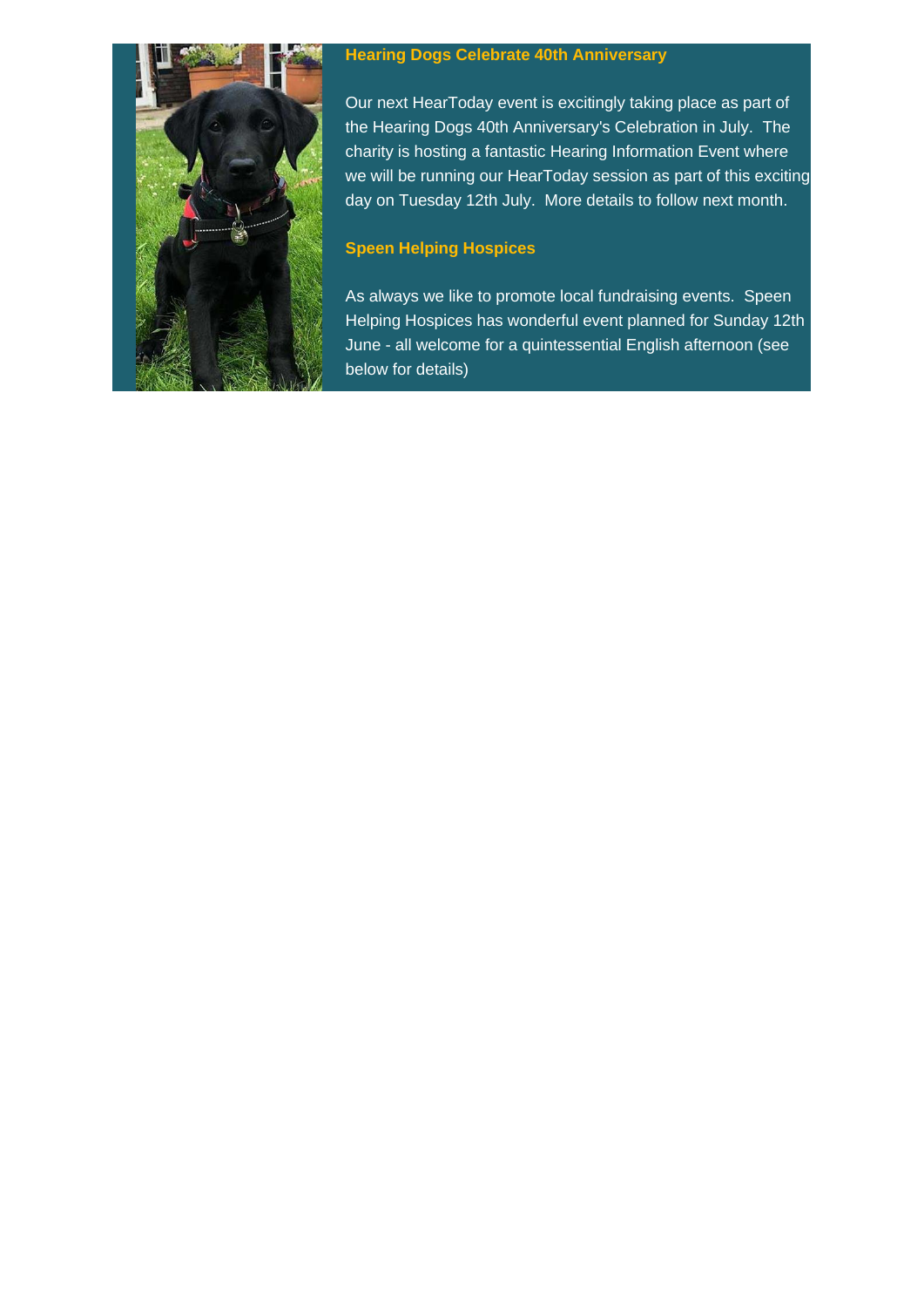### Hearing Dogs Celebrate 40th Anniversary

Our next HearToday event is excitingly taking place as part of the Hearing Dogs 40th Anniversary's Celebration in July. The charity is hosting a fantastic Hearing Information Event where we will be running our HearToday session as part of this exciting day on Tuesday 12th July. More details to follow next month.

### Speen Helping Hospices

As always we like to promote local fundraising events. Speen Helping Hospices has wonderful event planned for Sunday 12th June - all welcome for a quintessential English afternoon (see below for details)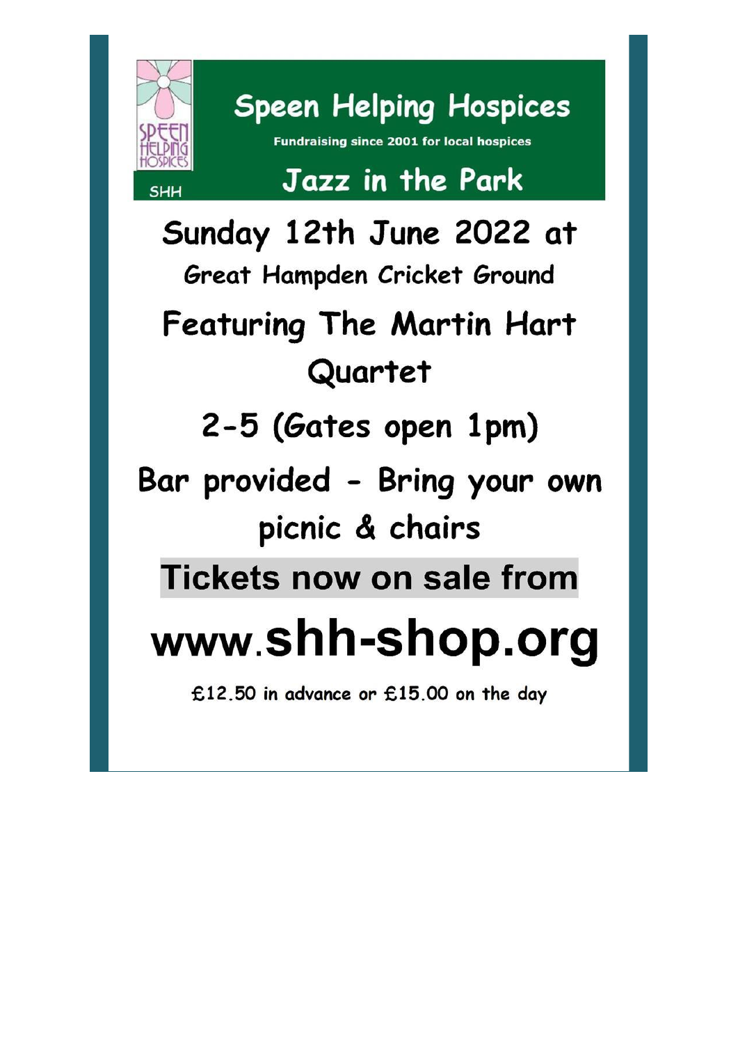SPEEN HELPING HOSPICES

SHH

# Speen Helping Hospices

**Fundraising since 2001 for local hospices**

## Jazz in the Park

## Sunday 12th June 2022 at

### Great Hampden Cricket Ground

## Featuring The Martin Hart Quartet

## 2-5 (Gates open 1pm)

## Bar provided - Bring your own picnic & chairs

## Tickets now on sale from

# www.shh-shop.org

£12.50 in advance or £15.00 on the day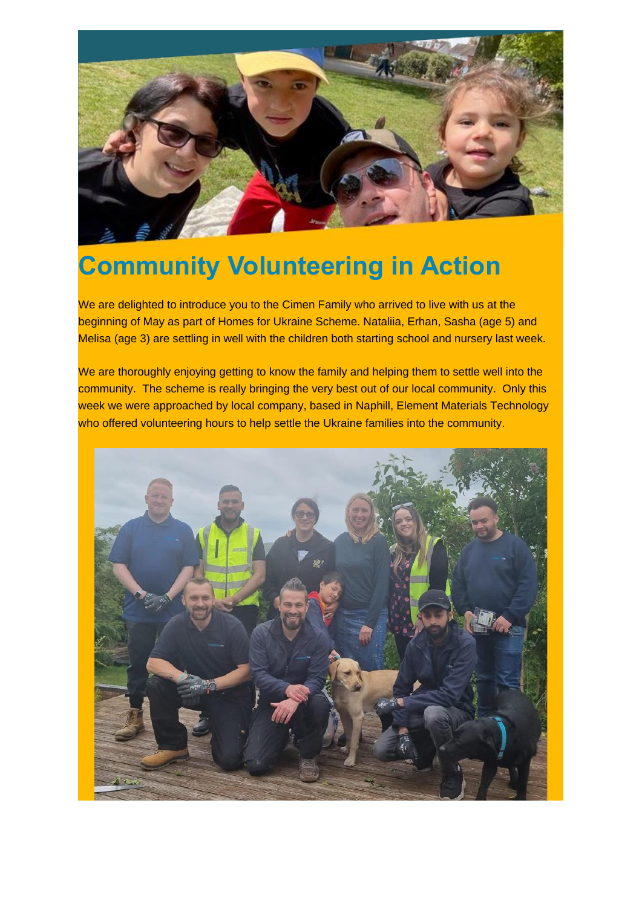# Community Volunteering in Action

We are delighted to introduce you to the Cimen Family who arrived to live with us at the beginning of May as part of Homes for Ukraine Scheme. Nataliia, Erhan, Sasha (age 5) and Melisa (age 3) are settling in well with the children both starting school and nursery last week.

We are thoroughly enjoying getting to know the family and helping them to settle well into the community. The scheme is really bringing the very best out of our local community. Only this week we were approached by local company, based in Naphill, Element Materials Technology who offered volunteering hours to help settle the Ukraine families into the community.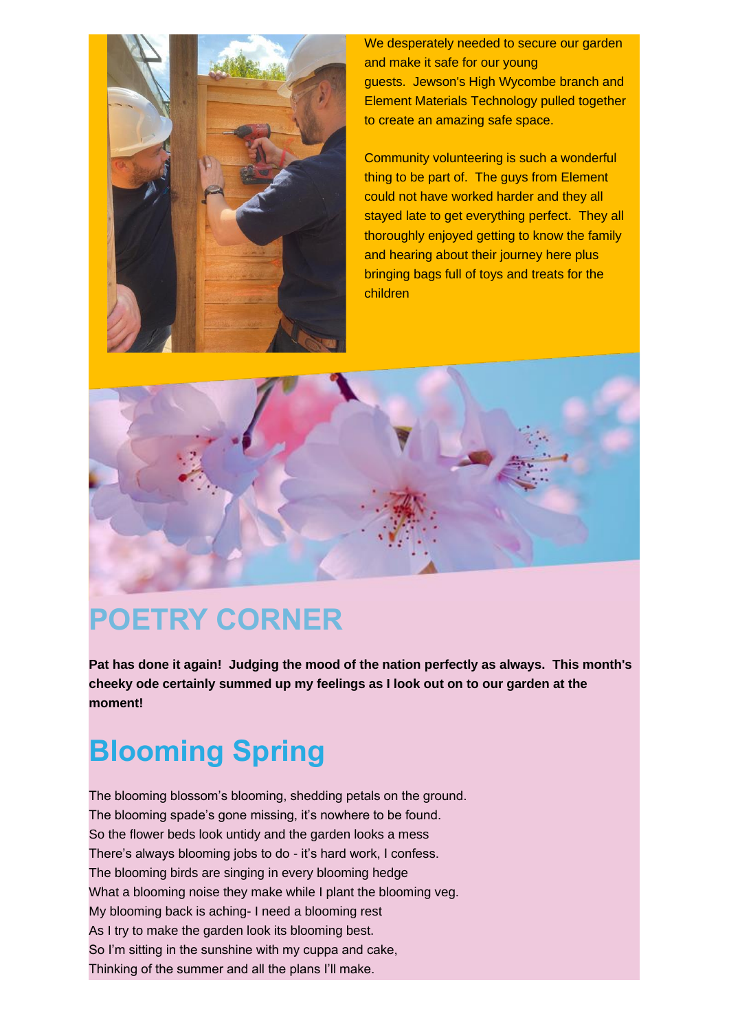We desperately needed to secure our garden and make it safe for our young guests. Jewson's High Wycombe branch and Element Materials Technology pulled together to create an amazing safe space.

Community volunteering is such a wonderful thing to be part of. The guys from Element could not have worked harder and they all stayed late to get everything perfect. They all thoroughly enjoyed getting to know the family and hearing about their journey here plus bringing bags full of toys and treats for the children

# POETRY CORNER

**Pat has done it again! Judging the mood of the nation perfectly as always. This month's cheeky ode certainly summed up my feelings as I look out on to our garden at the moment!**

## Blooming Spring

The blooming blossom's blooming, shedding petals on the ground.
The blooming spade's gone missing, it's nowhere to be found.
So the flower beds look untidy and the garden looks a mess
There's always blooming jobs to do - it's hard work, I confess.
The blooming birds are singing in every blooming hedge
What a blooming noise they make while I plant the blooming veg.
My blooming back is aching- I need a blooming rest
As I try to make the garden look its blooming best.
So I'm sitting in the sunshine with my cuppa and cake,
Thinking of the summer and all the plans I'll make.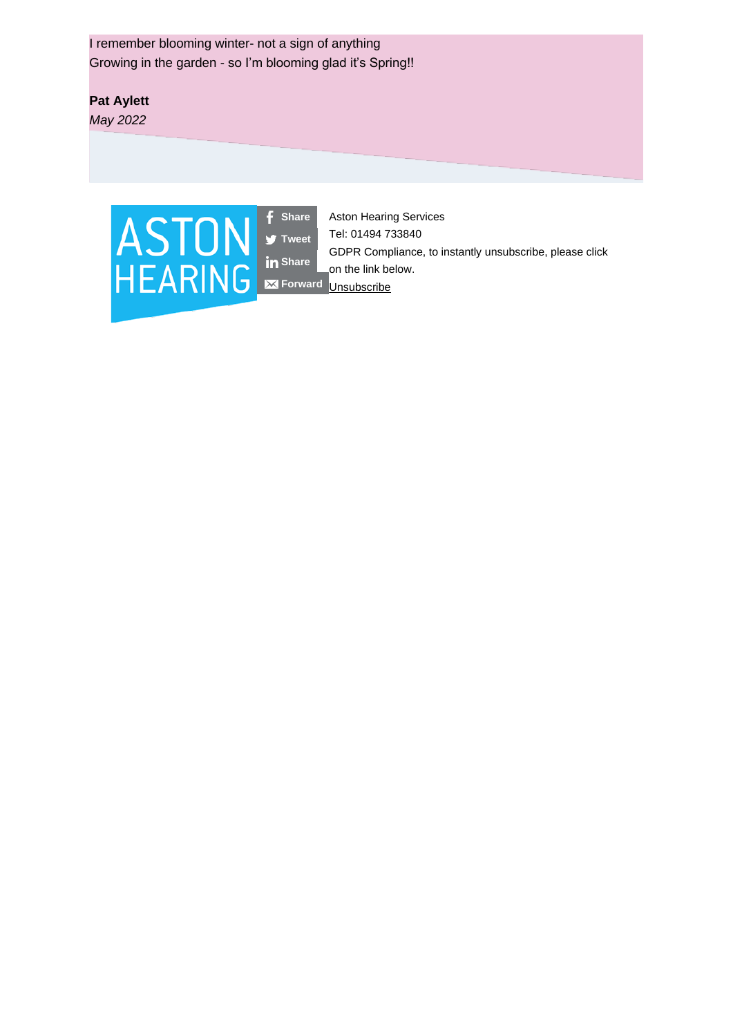I remember blooming winter- not a sign of anything
Growing in the garden - so I'm blooming glad it's Spring!!

**Pat Aylett**
*May 2022*

ASTON HEARING

Share
Tweet
Share
Forward

Aston Hearing Services
Tel: 01494 733840
GDPR Compliance, to instantly unsubscribe, please click on the link below.
Unsubscribe